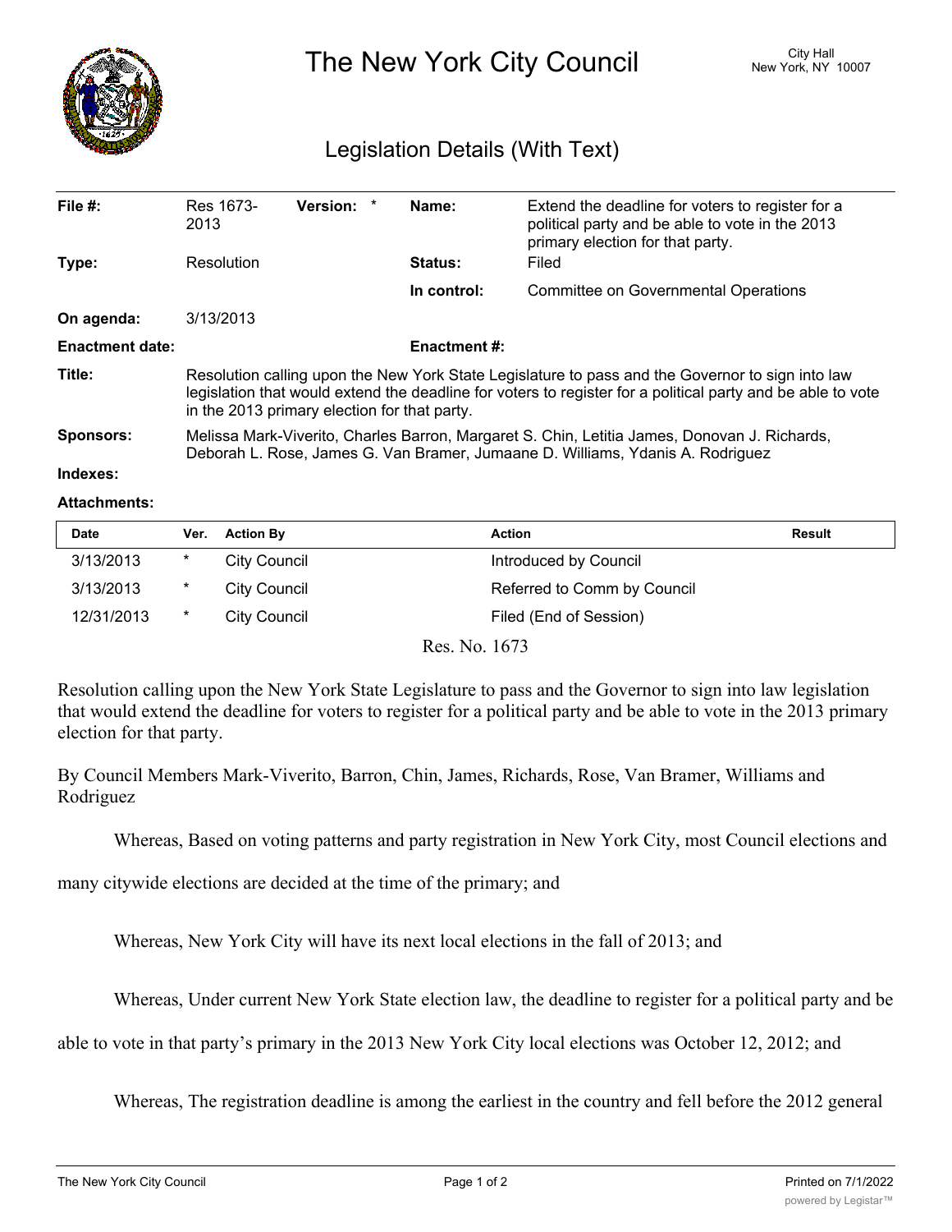# The New York City Council

City Hall
New York, NY 10007

## Legislation Details (With Text)

| | | | |
|---|---|---|---|
| **File #:** | Res 1673-2013 **Version:** * | **Name:** | Extend the deadline for voters to register for a political party and be able to vote in the 2013 primary election for that party. |
| **Type:** | Resolution | **Status:** | Filed |
| | | **In control:** | Committee on Governmental Operations |
| **On agenda:** | 3/13/2013 | | |
| **Enactment date:** | | **Enactment #:** | |

**Title:** Resolution calling upon the New York State Legislature to pass and the Governor to sign into law legislation that would extend the deadline for voters to register for a political party and be able to vote in the 2013 primary election for that party.

**Sponsors:** Melissa Mark-Viverito, Charles Barron, Margaret S. Chin, Letitia James, Donovan J. Richards, Deborah L. Rose, James G. Van Bramer, Jumaane D. Williams, Ydanis A. Rodriguez

**Indexes:**

**Attachments:**

| Date | Ver. | Action By | Action | Result |
|---|---|---|---|---|
| 3/13/2013 | * | City Council | Introduced by Council | |
| 3/13/2013 | * | City Council | Referred to Comm by Council | |
| 12/31/2013 | * | City Council | Filed (End of Session) | |

Res. No. 1673

Resolution calling upon the New York State Legislature to pass and the Governor to sign into law legislation that would extend the deadline for voters to register for a political party and be able to vote in the 2013 primary election for that party.

By Council Members Mark-Viverito, Barron, Chin, James, Richards, Rose, Van Bramer, Williams and Rodriguez

Whereas, Based on voting patterns and party registration in New York City, most Council elections and many citywide elections are decided at the time of the primary; and

Whereas, New York City will have its next local elections in the fall of 2013; and

Whereas, Under current New York State election law, the deadline to register for a political party and be able to vote in that party's primary in the 2013 New York City local elections was October 12, 2012; and

Whereas, The registration deadline is among the earliest in the country and fell before the 2012 general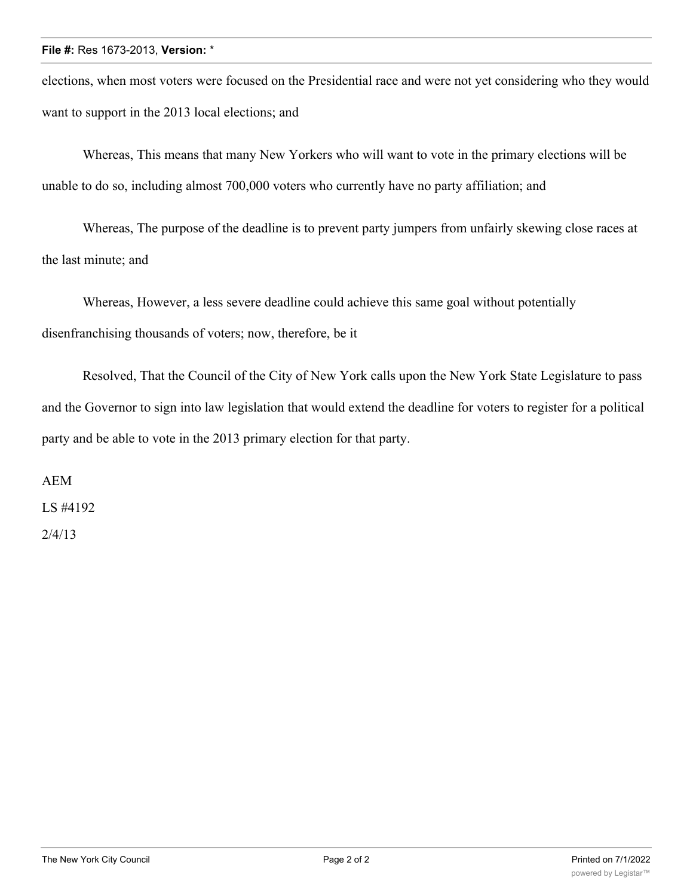elections, when most voters were focused on the Presidential race and were not yet considering who they would want to support in the 2013 local elections; and

Whereas, This means that many New Yorkers who will want to vote in the primary elections will be unable to do so, including almost 700,000 voters who currently have no party affiliation; and

Whereas, The purpose of the deadline is to prevent party jumpers from unfairly skewing close races at the last minute; and

Whereas, However, a less severe deadline could achieve this same goal without potentially disenfranchising thousands of voters; now, therefore, be it

Resolved, That the Council of the City of New York calls upon the New York State Legislature to pass and the Governor to sign into law legislation that would extend the deadline for voters to register for a political party and be able to vote in the 2013 primary election for that party.

AEM

LS #4192

2/4/13